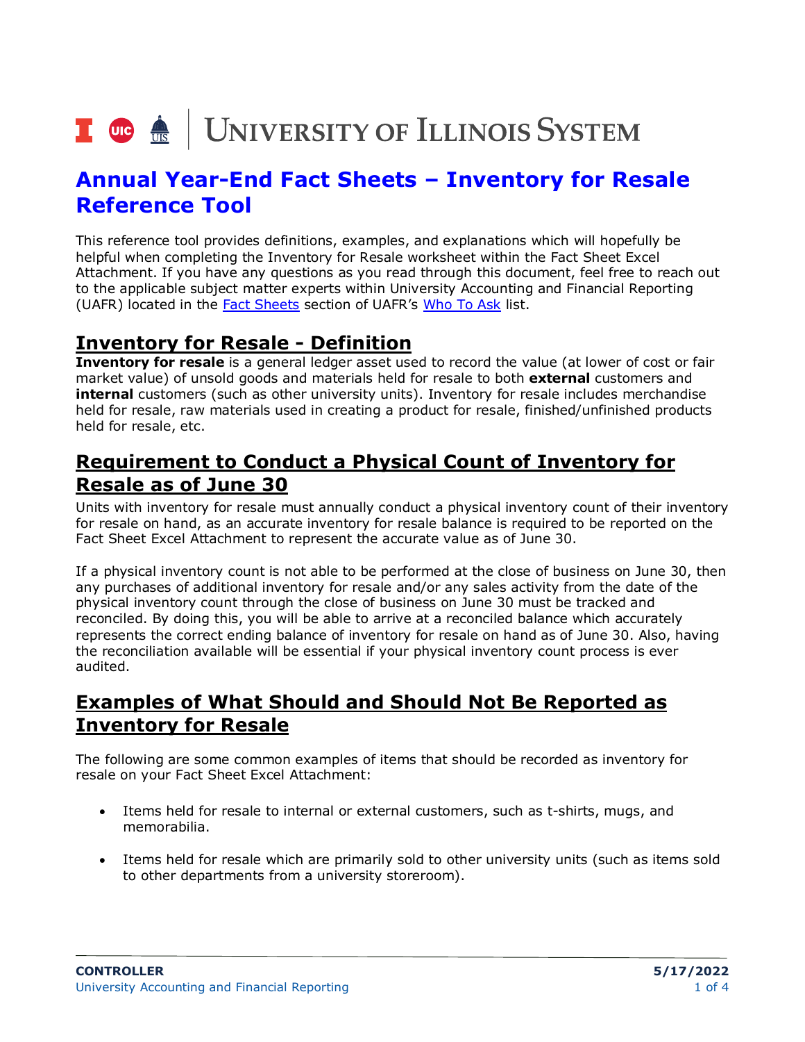# Annual Year-End Fact Sheets – Inventory for Resale Reference Tool

This reference tool provides definitions, examples, and explanations which will hopefully be helpful when completing the Inventory for Resale worksheet within the Fact Sheet Excel Attachment. If you have any questions as you read through this document, feel free to reach out to the applicable subject matter experts within University Accounting and Financial Reporting (UAFR) located in the Fact Sheets section of UAFR's Who To Ask list.

## Inventory for Resale - Definition

**Inventory for resale** is a general ledger asset used to record the value (at lower of cost or fair market value) of unsold goods and materials held for resale to both **external** customers and **internal** customers (such as other university units). Inventory for resale includes merchandise held for resale, raw materials used in creating a product for resale, finished/unfinished products held for resale, etc.

## Requirement to Conduct a Physical Count of Inventory for Resale as of June 30

Units with inventory for resale must annually conduct a physical inventory count of their inventory for resale on hand, as an accurate inventory for resale balance is required to be reported on the Fact Sheet Excel Attachment to represent the accurate value as of June 30.

If a physical inventory count is not able to be performed at the close of business on June 30, then any purchases of additional inventory for resale and/or any sales activity from the date of the physical inventory count through the close of business on June 30 must be tracked and reconciled. By doing this, you will be able to arrive at a reconciled balance which accurately represents the correct ending balance of inventory for resale on hand as of June 30. Also, having the reconciliation available will be essential if your physical inventory count process is ever audited.

## Examples of What Should and Should Not Be Reported as Inventory for Resale

The following are some common examples of items that should be recorded as inventory for resale on your Fact Sheet Excel Attachment:

- Items held for resale to internal or external customers, such as t-shirts, mugs, and memorabilia.
- Items held for resale which are primarily sold to other university units (such as items sold to other departments from a university storeroom).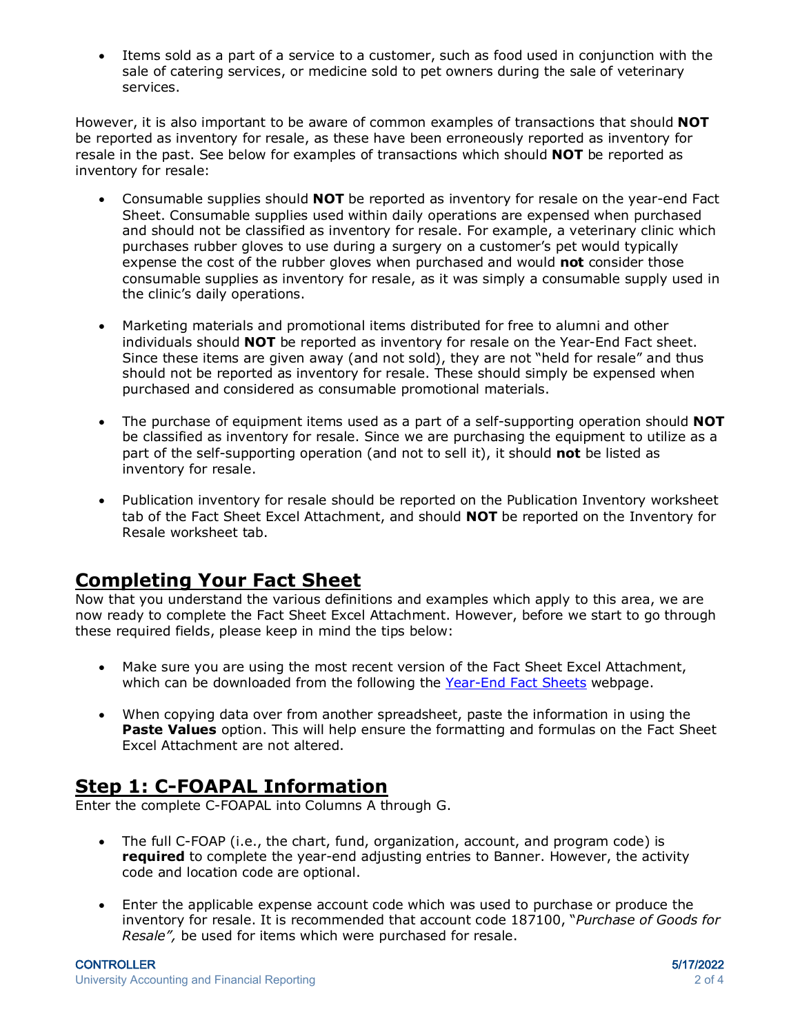- Items sold as a part of a service to a customer, such as food used in conjunction with the sale of catering services, or medicine sold to pet owners during the sale of veterinary services.

However, it is also important to be aware of common examples of transactions that should **NOT** be reported as inventory for resale, as these have been erroneously reported as inventory for resale in the past. See below for examples of transactions which should **NOT** be reported as inventory for resale:

- Consumable supplies should **NOT** be reported as inventory for resale on the year-end Fact Sheet. Consumable supplies used within daily operations are expensed when purchased and should not be classified as inventory for resale. For example, a veterinary clinic which purchases rubber gloves to use during a surgery on a customer's pet would typically expense the cost of the rubber gloves when purchased and would **not** consider those consumable supplies as inventory for resale, as it was simply a consumable supply used in the clinic's daily operations.

- Marketing materials and promotional items distributed for free to alumni and other individuals should **NOT** be reported as inventory for resale on the Year-End Fact sheet. Since these items are given away (and not sold), they are not "held for resale" and thus should not be reported as inventory for resale. These should simply be expensed when purchased and considered as consumable promotional materials.

- The purchase of equipment items used as a part of a self-supporting operation should **NOT** be classified as inventory for resale. Since we are purchasing the equipment to utilize as a part of the self-supporting operation (and not to sell it), it should **not** be listed as inventory for resale.

- Publication inventory for resale should be reported on the Publication Inventory worksheet tab of the Fact Sheet Excel Attachment, and should **NOT** be reported on the Inventory for Resale worksheet tab.

## Completing Your Fact Sheet

Now that you understand the various definitions and examples which apply to this area, we are now ready to complete the Fact Sheet Excel Attachment. However, before we start to go through these required fields, please keep in mind the tips below:

- Make sure you are using the most recent version of the Fact Sheet Excel Attachment, which can be downloaded from the following the [Year-End Fact Sheets] webpage.

- When copying data over from another spreadsheet, paste the information in using the **Paste Values** option. This will help ensure the formatting and formulas on the Fact Sheet Excel Attachment are not altered.

## Step 1: C-FOAPAL Information

Enter the complete C-FOAPAL into Columns A through G.

- The full C-FOAP (i.e., the chart, fund, organization, account, and program code) is **required** to complete the year-end adjusting entries to Banner. However, the activity code and location code are optional.

- Enter the applicable expense account code which was used to purchase or produce the inventory for resale. It is recommended that account code 187100, "*Purchase of Goods for Resale",* be used for items which were purchased for resale.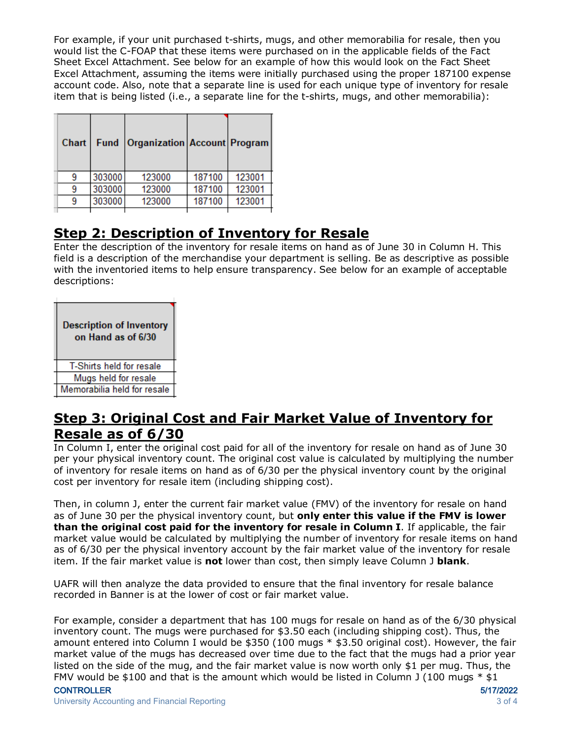For example, if your unit purchased t-shirts, mugs, and other memorabilia for resale, then you would list the C-FOAP that these items were purchased on in the applicable fields of the Fact Sheet Excel Attachment. See below for an example of how this would look on the Fact Sheet Excel Attachment, assuming the items were initially purchased using the proper 187100 expense account code. Also, note that a separate line is used for each unique type of inventory for resale item that is being listed (i.e., a separate line for the t-shirts, mugs, and other memorabilia):

| Chart | Fund | Organization | Account | Program |
|---|---|---|---|---|
| 9 | 303000 | 123000 | 187100 | 123001 |
| 9 | 303000 | 123000 | 187100 | 123001 |
| 9 | 303000 | 123000 | 187100 | 123001 |

## Step 2: Description of Inventory for Resale

Enter the description of the inventory for resale items on hand as of June 30 in Column H. This field is a description of the merchandise your department is selling. Be as descriptive as possible with the inventoried items to help ensure transparency. See below for an example of acceptable descriptions:

| Description of Inventory on Hand as of 6/30 |
|---|
| T-Shirts held for resale |
| Mugs held for resale |
| Memorabilia held for resale |

## Step 3: Original Cost and Fair Market Value of Inventory for Resale as of 6/30

In Column I, enter the original cost paid for all of the inventory for resale on hand as of June 30 per your physical inventory count. The original cost value is calculated by multiplying the number of inventory for resale items on hand as of 6/30 per the physical inventory count by the original cost per inventory for resale item (including shipping cost).

Then, in column J, enter the current fair market value (FMV) of the inventory for resale on hand as of June 30 per the physical inventory count, but **only enter this value if the FMV is lower than the original cost paid for the inventory for resale in Column I**. If applicable, the fair market value would be calculated by multiplying the number of inventory for resale items on hand as of 6/30 per the physical inventory account by the fair market value of the inventory for resale item. If the fair market value is **not** lower than cost, then simply leave Column J **blank**.

UAFR will then analyze the data provided to ensure that the final inventory for resale balance recorded in Banner is at the lower of cost or fair market value.

For example, consider a department that has 100 mugs for resale on hand as of the 6/30 physical inventory count. The mugs were purchased for $3.50 each (including shipping cost). Thus, the amount entered into Column I would be $350 (100 mugs * $3.50 original cost). However, the fair market value of the mugs has decreased over time due to the fact that the mugs had a prior year listed on the side of the mug, and the fair market value is now worth only $1 per mug. Thus, the FMV would be $100 and that is the amount which would be listed in Column J (100 mugs * $1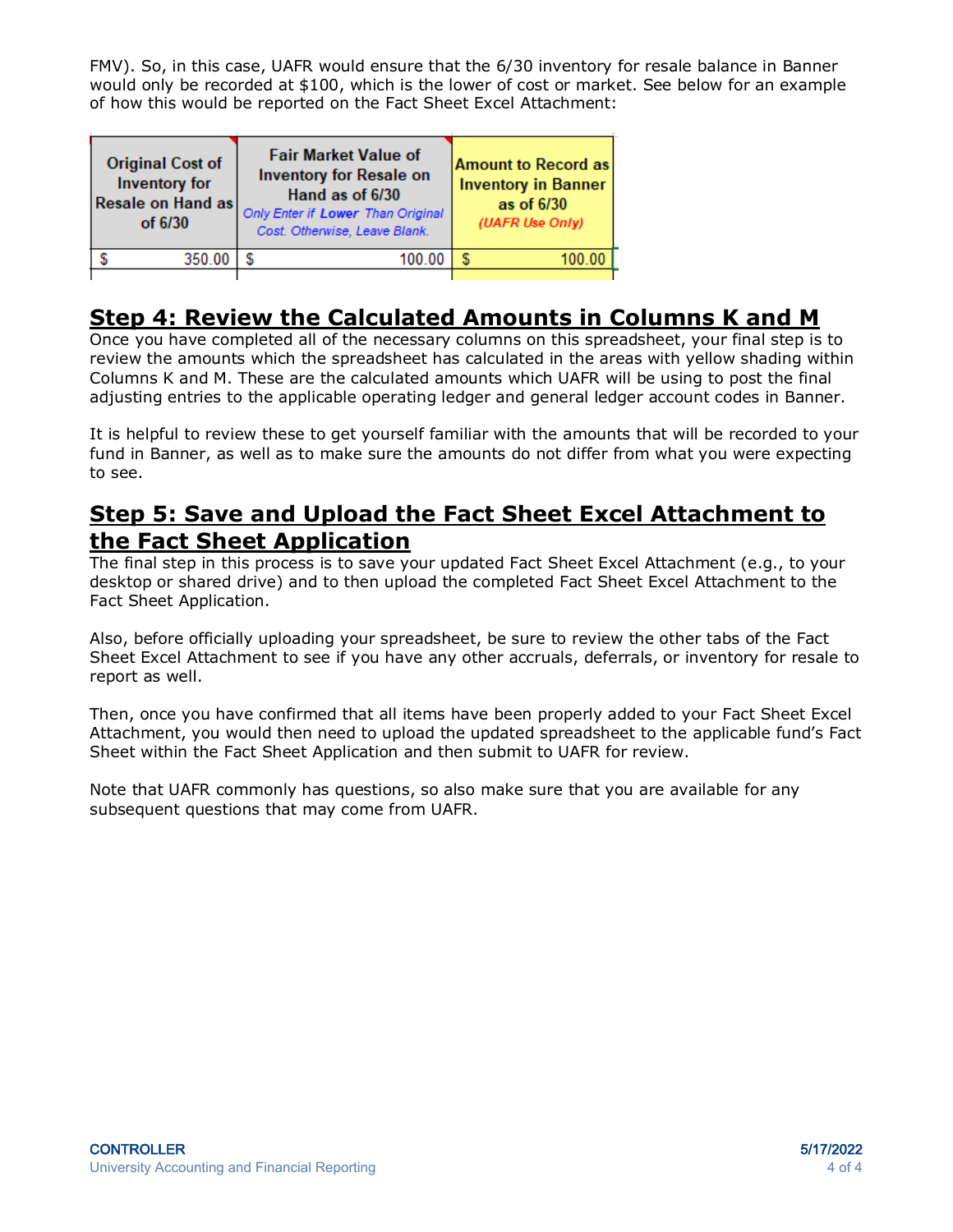FMV). So, in this case, UAFR would ensure that the 6/30 inventory for resale balance in Banner would only be recorded at $100, which is the lower of cost or market. See below for an example of how this would be reported on the Fact Sheet Excel Attachment:

| Original Cost of Inventory for Resale on Hand as of 6/30 | Fair Market Value of Inventory for Resale on Hand as of 6/30 *Only Enter if **Lower** Than Original Cost. Otherwise, Leave Blank.* | Amount to Record as Inventory in Banner as of 6/30 *(UAFR Use Only)* |
|---|---|---|
| $ 350.00 | $ 100.00 | $ 100.00 |

## Step 4: Review the Calculated Amounts in Columns K and M

Once you have completed all of the necessary columns on this spreadsheet, your final step is to review the amounts which the spreadsheet has calculated in the areas with yellow shading within Columns K and M. These are the calculated amounts which UAFR will be using to post the final adjusting entries to the applicable operating ledger and general ledger account codes in Banner.

It is helpful to review these to get yourself familiar with the amounts that will be recorded to your fund in Banner, as well as to make sure the amounts do not differ from what you were expecting to see.

## Step 5: Save and Upload the Fact Sheet Excel Attachment to the Fact Sheet Application

The final step in this process is to save your updated Fact Sheet Excel Attachment (e.g., to your desktop or shared drive) and to then upload the completed Fact Sheet Excel Attachment to the Fact Sheet Application.

Also, before officially uploading your spreadsheet, be sure to review the other tabs of the Fact Sheet Excel Attachment to see if you have any other accruals, deferrals, or inventory for resale to report as well.

Then, once you have confirmed that all items have been properly added to your Fact Sheet Excel Attachment, you would then need to upload the updated spreadsheet to the applicable fund's Fact Sheet within the Fact Sheet Application and then submit to UAFR for review.

Note that UAFR commonly has questions, so also make sure that you are available for any subsequent questions that may come from UAFR.